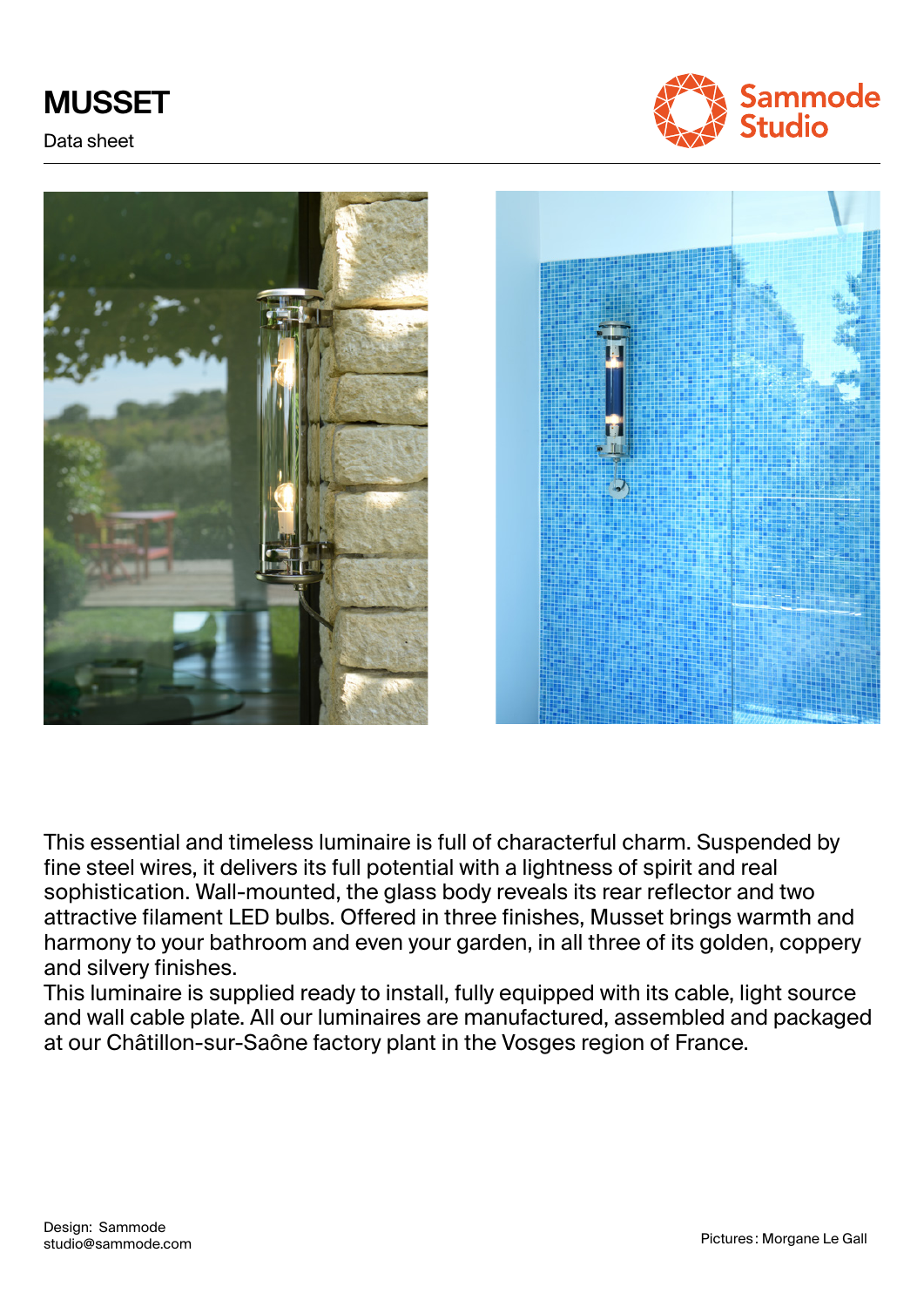# MUSSET

Data sheet

This essential and timeless luminaire is full of characterful charm. Suspended by fine steel wires, it delivers its full potential with a lightness of spirit and real sophistication. Wall-mounted, the glass body reveals its rear reflector and two attractive filament LED bulbs. Offered in three finishes, Musset brings warmth and harmony to your bathroom and even your garden, in all three of its golden, coppery and silvery finishes.
This luminaire is supplied ready to install, fully equipped with its cable, light source and wall cable plate. All our luminaires are manufactured, assembled and packaged at our Châtillon-sur-Saône factory plant in the Vosges region of France.

Design: Sammode
studio@sammode.com

Pictures : Morgane Le Gall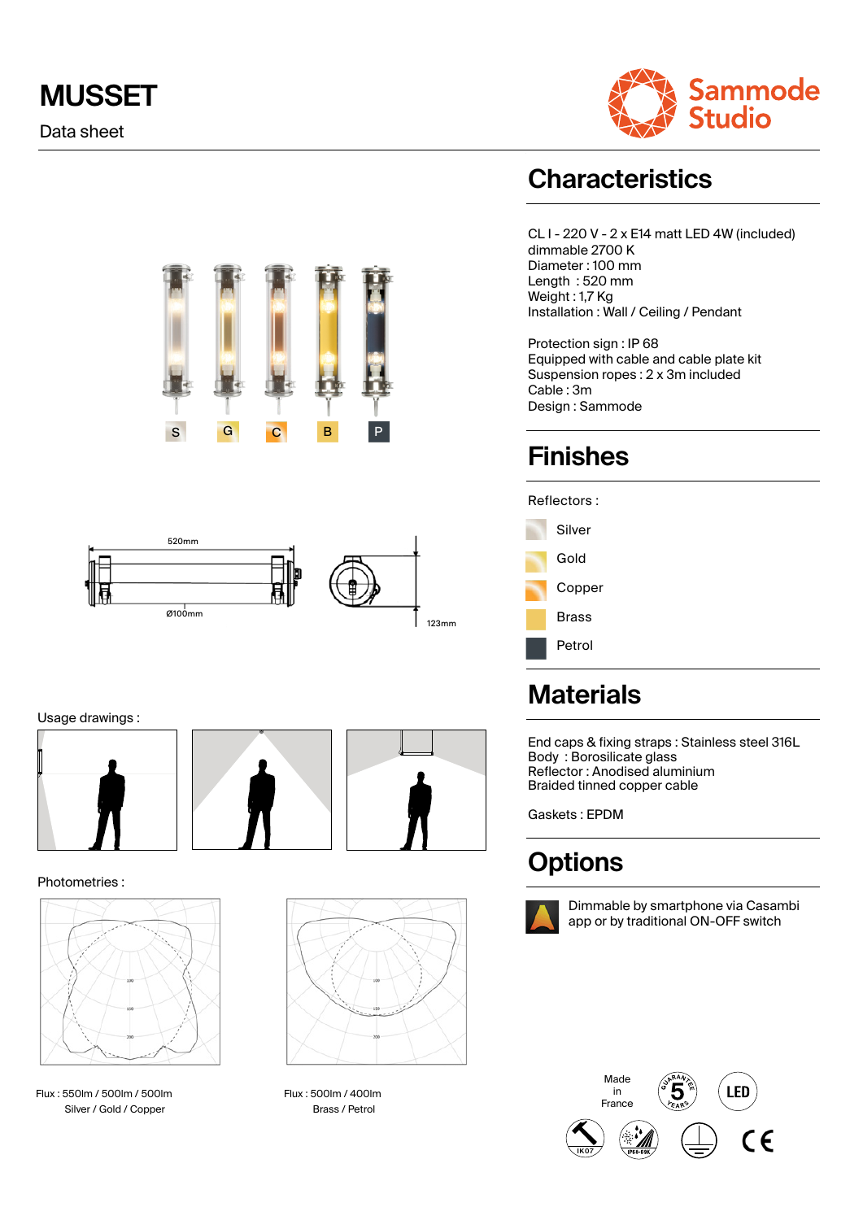# MUSSET

Data sheet

S G C B P

520mm

Ø100mm

123mm

Usage drawings :

Photometries :

Flux : 550lm / 500lm / 500lm
Silver / Gold / Copper

Flux : 500lm / 400lm
Brass / Petrol

## Characteristics

CL I - 220 V - 2 x E14 matt LED 4W (included)
dimmable 2700 K
Diameter : 100 mm
Length : 520 mm
Weight : 1,7 Kg
Installation : Wall / Ceiling / Pendant

Protection sign : IP 68
Equipped with cable and cable plate kit
Suspension ropes : 2 x 3m included
Cable : 3m
Design : Sammode

## Finishes

Reflectors :

- Silver
- Gold
- Copper
- Brass
- Petrol

## Materials

End caps & fixing straps : Stainless steel 316L
Body : Borosilicate glass
Reflector : Anodised aluminium
Braided tinned copper cable

Gaskets : EPDM

## Options

Dimmable by smartphone via Casambi app or by traditional ON-OFF switch

Made in France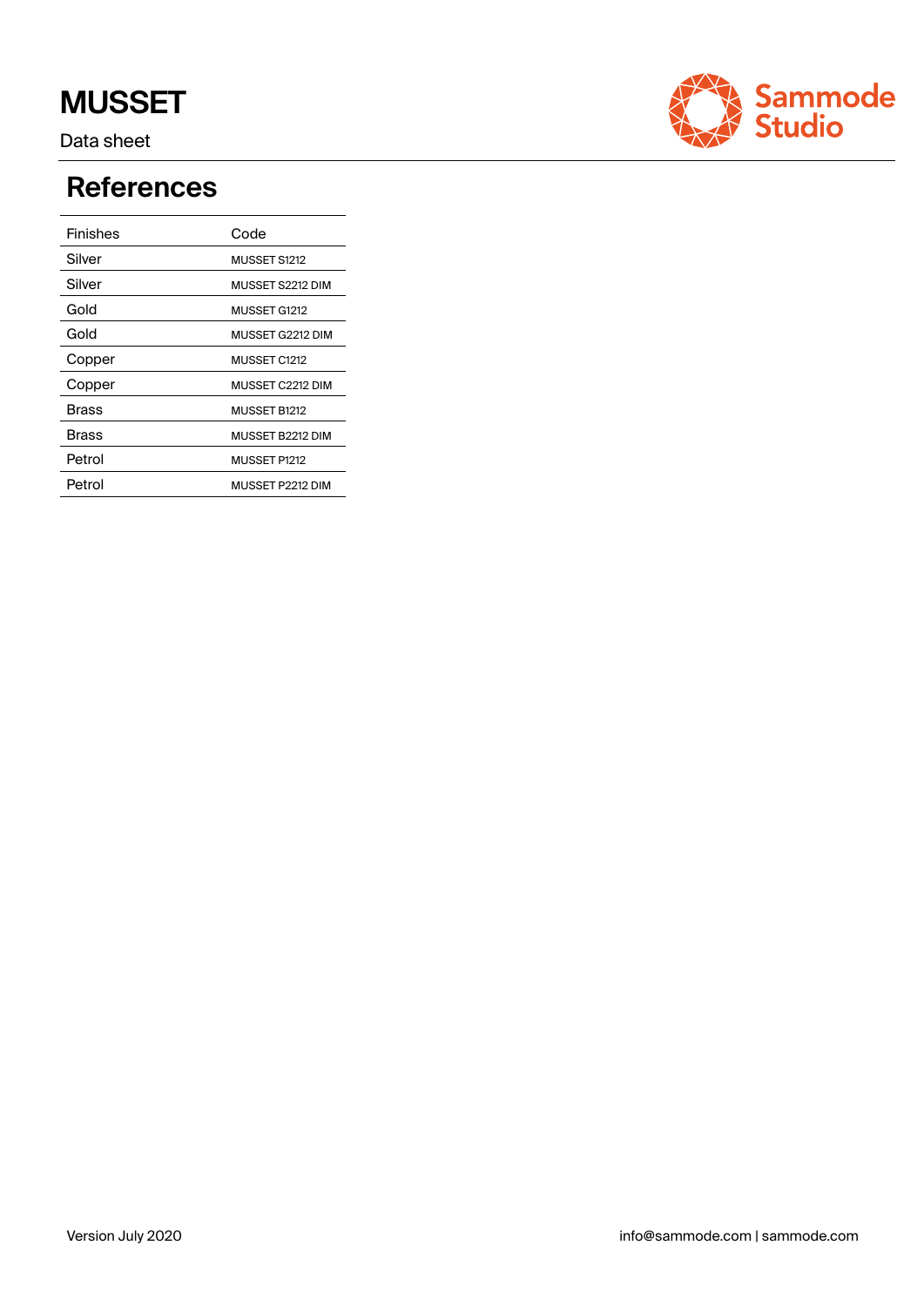# MUSSET

Data sheet

Sammode Studio

## References

| Finishes | Code |
|---|---|
| Silver | MUSSET S1212 |
| Silver | MUSSET S2212 DIM |
| Gold | MUSSET G1212 |
| Gold | MUSSET G2212 DIM |
| Copper | MUSSET C1212 |
| Copper | MUSSET C2212 DIM |
| Brass | MUSSET B1212 |
| Brass | MUSSET B2212 DIM |
| Petrol | MUSSET P1212 |
| Petrol | MUSSET P2212 DIM |

Version July 2020

info@sammode.com | sammode.com